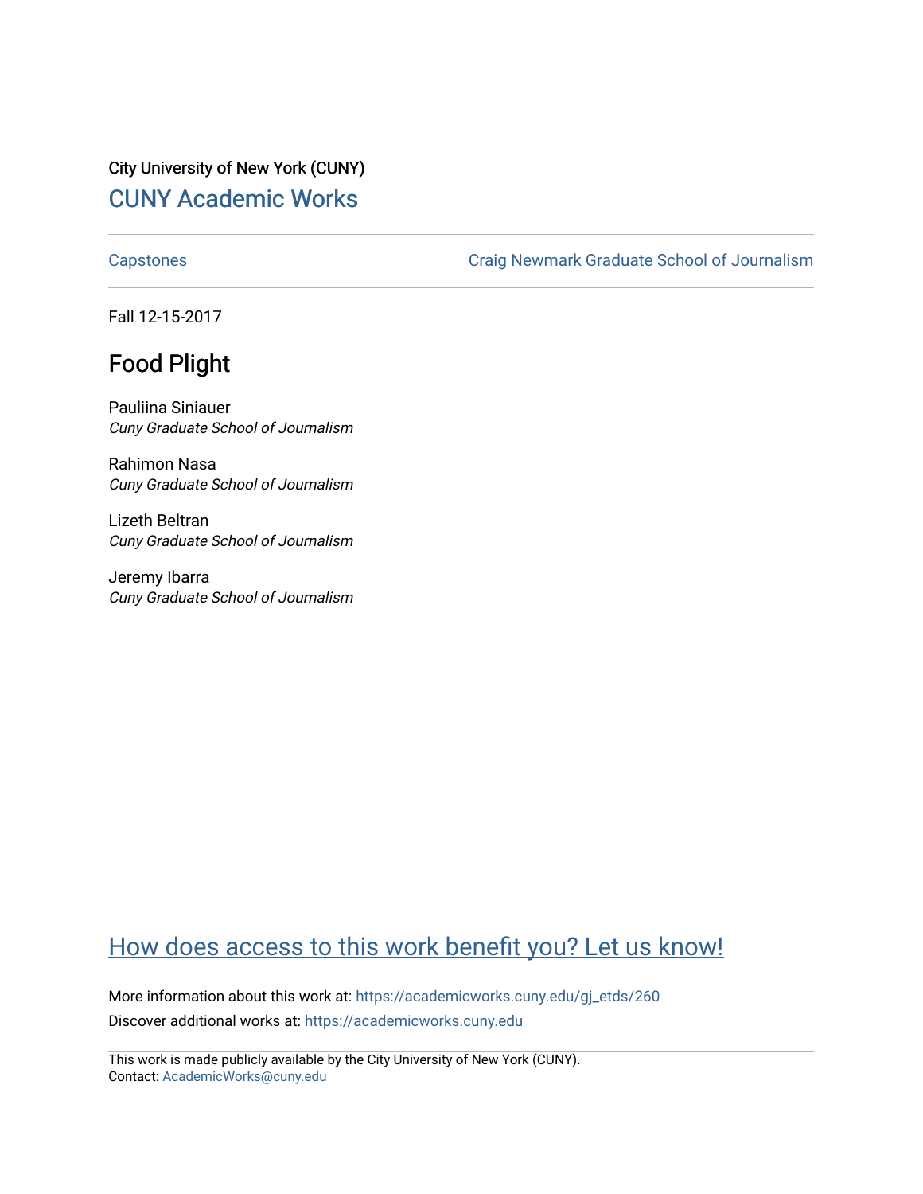City University of New York (CUNY)

[CUNY Academic Works](https://academicworks.cuny.edu)

[Capstones](https://academicworks.cuny.edu) | [Craig Newmark Graduate School of Journalism](https://academicworks.cuny.edu)

Fall 12-15-2017

# Food Plight

Pauliina Siniauer
*Cuny Graduate School of Journalism*

Rahimon Nasa
*Cuny Graduate School of Journalism*

Lizeth Beltran
*Cuny Graduate School of Journalism*

Jeremy Ibarra
*Cuny Graduate School of Journalism*

[How does access to this work benefit you? Let us know!](https://academicworks.cuny.edu)

More information about this work at: https://academicworks.cuny.edu/gj_etds/260

Discover additional works at: https://academicworks.cuny.edu

This work is made publicly available by the City University of New York (CUNY).
Contact: AcademicWorks@cuny.edu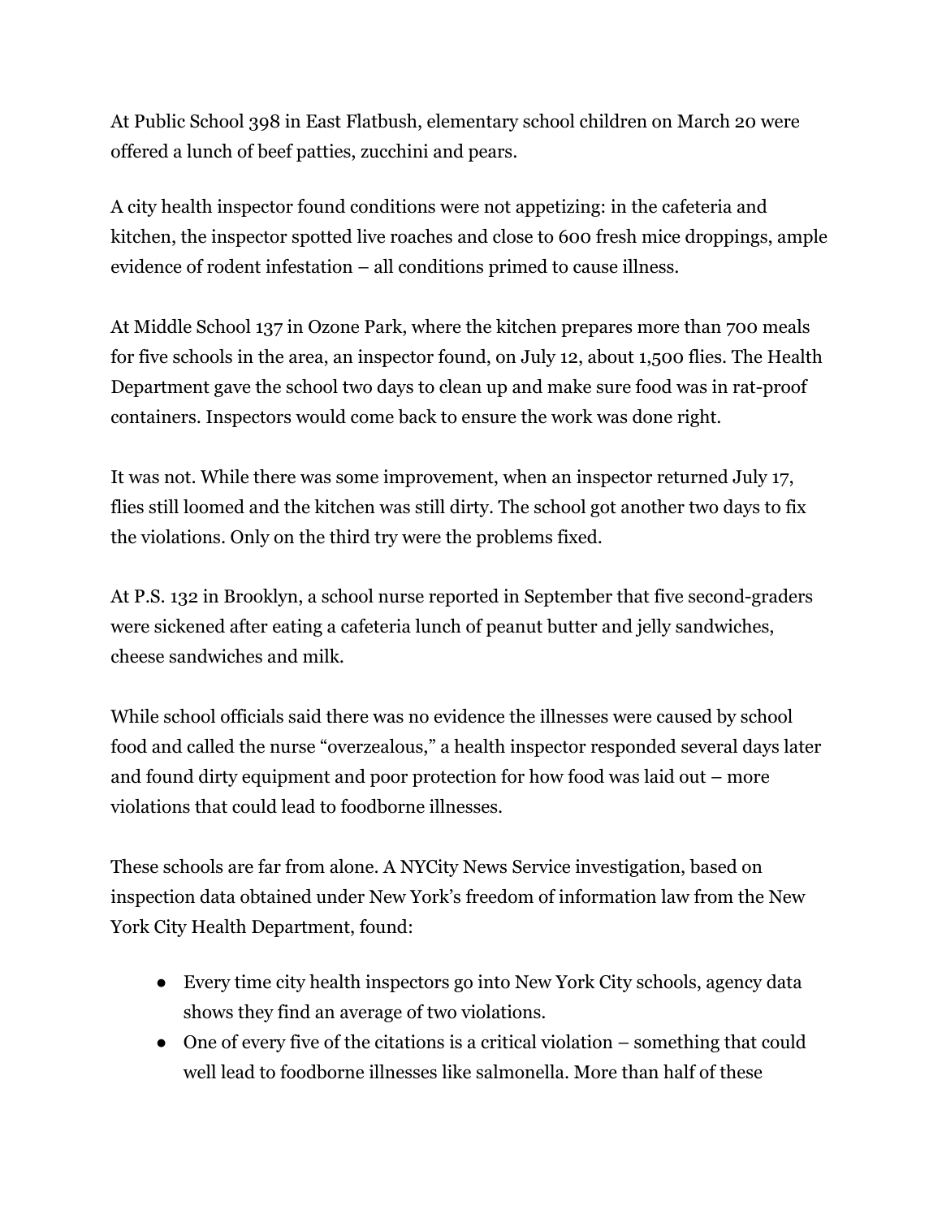At Public School 398 in East Flatbush, elementary school children on March 20 were offered a lunch of beef patties, zucchini and pears.

A city health inspector found conditions were not appetizing: in the cafeteria and kitchen, the inspector spotted live roaches and close to 600 fresh mice droppings, ample evidence of rodent infestation – all conditions primed to cause illness.

At Middle School 137 in Ozone Park, where the kitchen prepares more than 700 meals for five schools in the area, an inspector found, on July 12, about 1,500 flies. The Health Department gave the school two days to clean up and make sure food was in rat-proof containers. Inspectors would come back to ensure the work was done right.

It was not. While there was some improvement, when an inspector returned July 17, flies still loomed and the kitchen was still dirty. The school got another two days to fix the violations. Only on the third try were the problems fixed.

At P.S. 132 in Brooklyn, a school nurse reported in September that five second-graders were sickened after eating a cafeteria lunch of peanut butter and jelly sandwiches, cheese sandwiches and milk.

While school officials said there was no evidence the illnesses were caused by school food and called the nurse "overzealous," a health inspector responded several days later and found dirty equipment and poor protection for how food was laid out – more violations that could lead to foodborne illnesses.

These schools are far from alone. A NYCity News Service investigation, based on inspection data obtained under New York's freedom of information law from the New York City Health Department, found:

- Every time city health inspectors go into New York City schools, agency data shows they find an average of two violations.
- One of every five of the citations is a critical violation – something that could well lead to foodborne illnesses like salmonella. More than half of these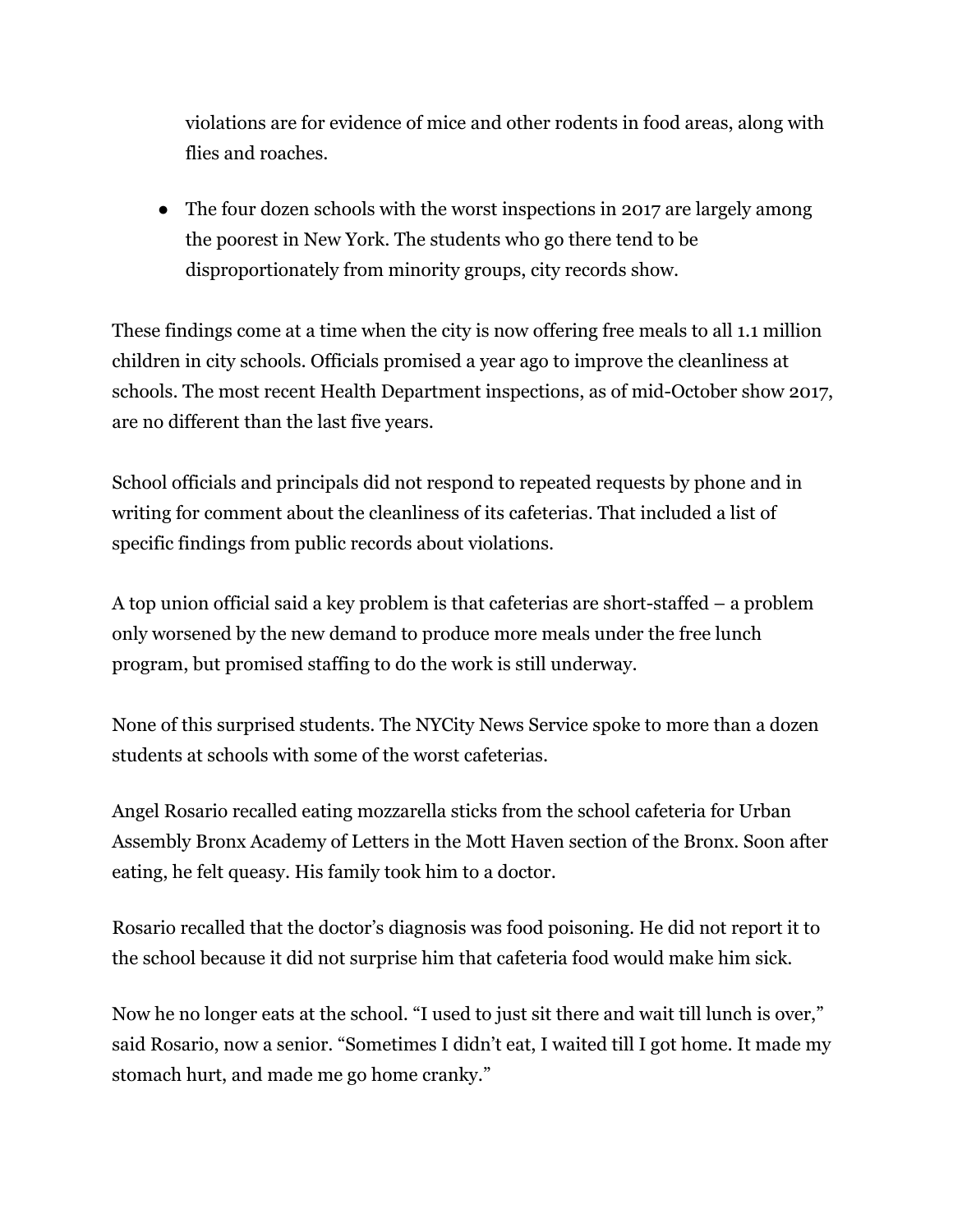violations are for evidence of mice and other rodents in food areas, along with flies and roaches.

- The four dozen schools with the worst inspections in 2017 are largely among the poorest in New York. The students who go there tend to be disproportionately from minority groups, city records show.

These findings come at a time when the city is now offering free meals to all 1.1 million children in city schools. Officials promised a year ago to improve the cleanliness at schools. The most recent Health Department inspections, as of mid-October show 2017, are no different than the last five years.

School officials and principals did not respond to repeated requests by phone and in writing for comment about the cleanliness of its cafeterias. That included a list of specific findings from public records about violations.

A top union official said a key problem is that cafeterias are short-staffed – a problem only worsened by the new demand to produce more meals under the free lunch program, but promised staffing to do the work is still underway.

None of this surprised students. The NYCity News Service spoke to more than a dozen students at schools with some of the worst cafeterias.

Angel Rosario recalled eating mozzarella sticks from the school cafeteria for Urban Assembly Bronx Academy of Letters in the Mott Haven section of the Bronx. Soon after eating, he felt queasy. His family took him to a doctor.

Rosario recalled that the doctor's diagnosis was food poisoning. He did not report it to the school because it did not surprise him that cafeteria food would make him sick.

Now he no longer eats at the school. "I used to just sit there and wait till lunch is over," said Rosario, now a senior. "Sometimes I didn't eat, I waited till I got home. It made my stomach hurt, and made me go home cranky."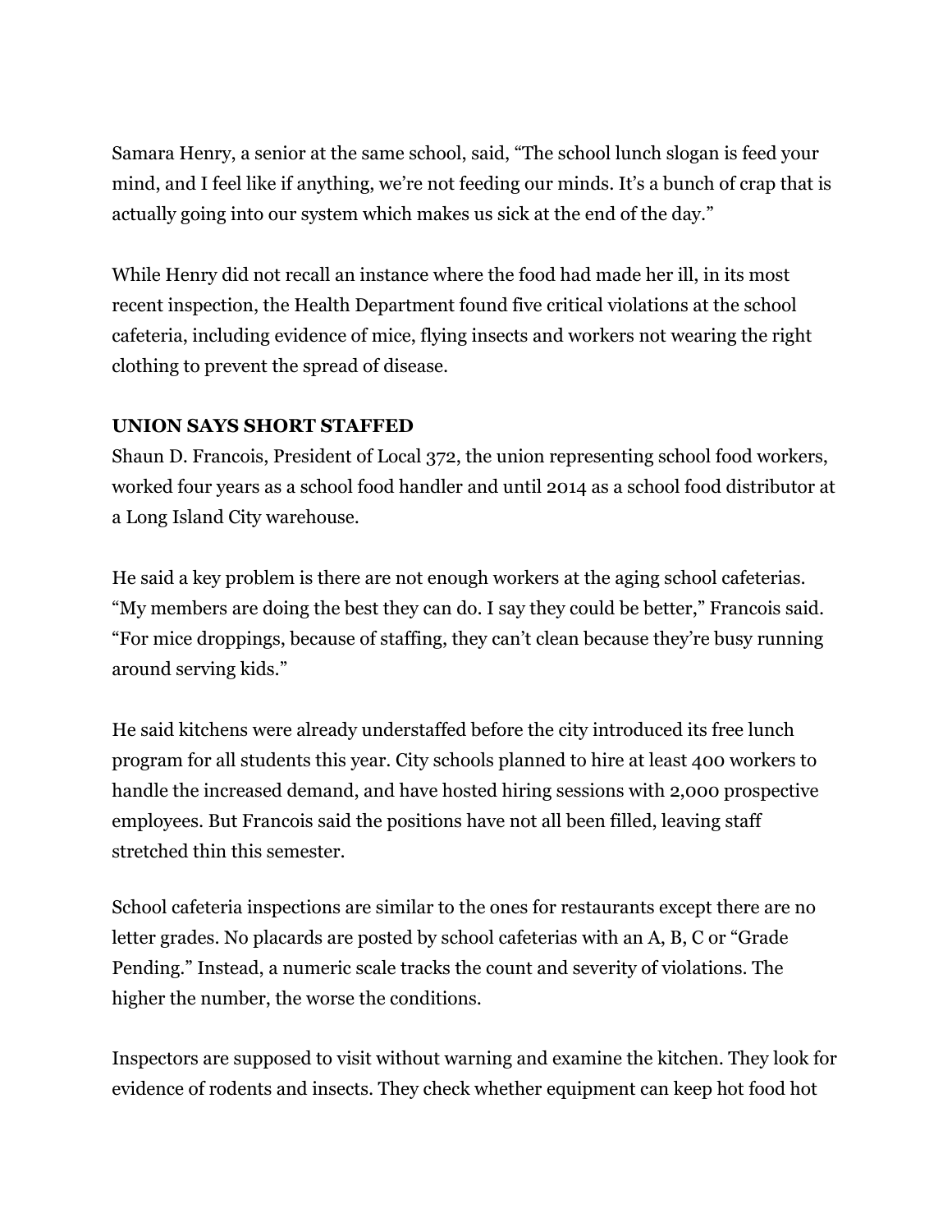Samara Henry, a senior at the same school, said, "The school lunch slogan is feed your mind, and I feel like if anything, we're not feeding our minds. It's a bunch of crap that is actually going into our system which makes us sick at the end of the day."

While Henry did not recall an instance where the food had made her ill, in its most recent inspection, the Health Department found five critical violations at the school cafeteria, including evidence of mice, flying insects and workers not wearing the right clothing to prevent the spread of disease.

**UNION SAYS SHORT STAFFED**

Shaun D. Francois, President of Local 372, the union representing school food workers, worked four years as a school food handler and until 2014 as a school food distributor at a Long Island City warehouse.

He said a key problem is there are not enough workers at the aging school cafeterias. "My members are doing the best they can do. I say they could be better," Francois said. "For mice droppings, because of staffing, they can't clean because they're busy running around serving kids."

He said kitchens were already understaffed before the city introduced its free lunch program for all students this year. City schools planned to hire at least 400 workers to handle the increased demand, and have hosted hiring sessions with 2,000 prospective employees. But Francois said the positions have not all been filled, leaving staff stretched thin this semester.

School cafeteria inspections are similar to the ones for restaurants except there are no letter grades. No placards are posted by school cafeterias with an A, B, C or "Grade Pending." Instead, a numeric scale tracks the count and severity of violations. The higher the number, the worse the conditions.

Inspectors are supposed to visit without warning and examine the kitchen. They look for evidence of rodents and insects. They check whether equipment can keep hot food hot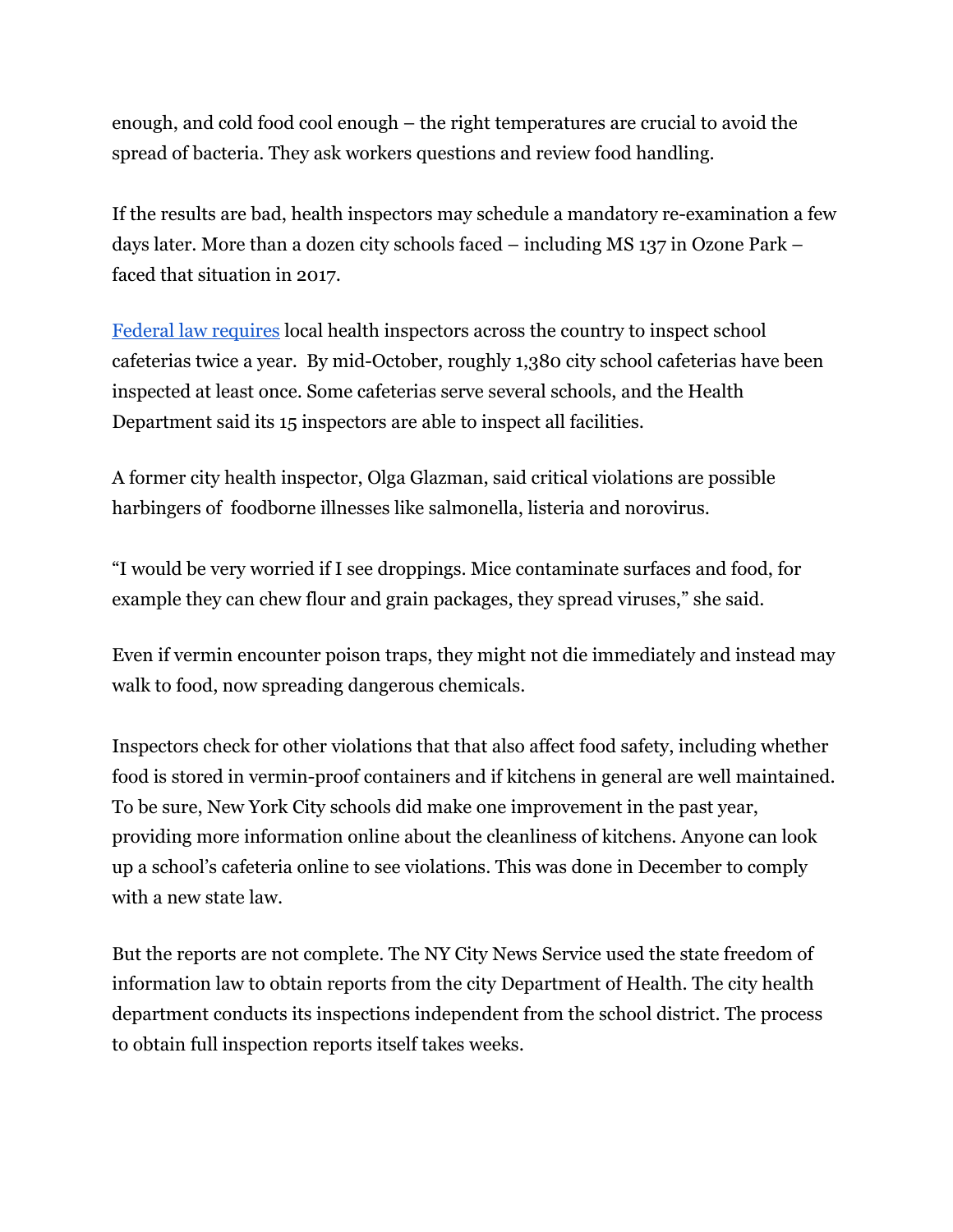enough, and cold food cool enough – the right temperatures are crucial to avoid the spread of bacteria. They ask workers questions and review food handling.

If the results are bad, health inspectors may schedule a mandatory re-examination a few days later. More than a dozen city schools faced – including MS 137 in Ozone Park – faced that situation in 2017.

[Federal law requires](#) local health inspectors across the country to inspect school cafeterias twice a year. By mid-October, roughly 1,380 city school cafeterias have been inspected at least once. Some cafeterias serve several schools, and the Health Department said its 15 inspectors are able to inspect all facilities.

A former city health inspector, Olga Glazman, said critical violations are possible harbingers of foodborne illnesses like salmonella, listeria and norovirus.

"I would be very worried if I see droppings. Mice contaminate surfaces and food, for example they can chew flour and grain packages, they spread viruses," she said.

Even if vermin encounter poison traps, they might not die immediately and instead may walk to food, now spreading dangerous chemicals.

Inspectors check for other violations that that also affect food safety, including whether food is stored in vermin-proof containers and if kitchens in general are well maintained. To be sure, New York City schools did make one improvement in the past year, providing more information online about the cleanliness of kitchens. Anyone can look up a school's cafeteria online to see violations. This was done in December to comply with a new state law.

But the reports are not complete. The NY City News Service used the state freedom of information law to obtain reports from the city Department of Health. The city health department conducts its inspections independent from the school district. The process to obtain full inspection reports itself takes weeks.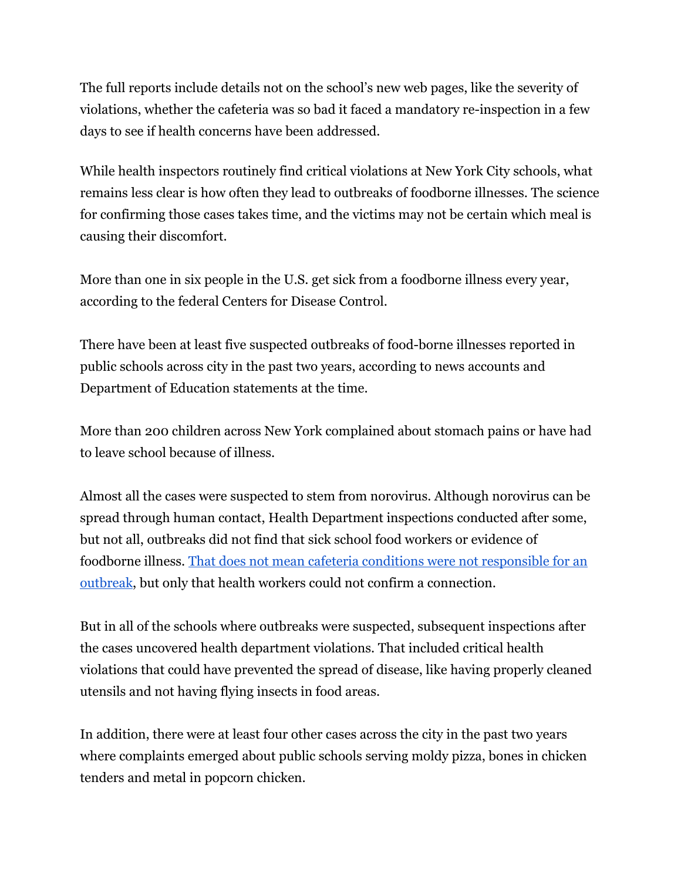The full reports include details not on the school's new web pages, like the severity of violations, whether the cafeteria was so bad it faced a mandatory re-inspection in a few days to see if health concerns have been addressed.

While health inspectors routinely find critical violations at New York City schools, what remains less clear is how often they lead to outbreaks of foodborne illnesses. The science for confirming those cases takes time, and the victims may not be certain which meal is causing their discomfort.

More than one in six people in the U.S. get sick from a foodborne illness every year, according to the federal Centers for Disease Control.

There have been at least five suspected outbreaks of food-borne illnesses reported in public schools across city in the past two years, according to news accounts and Department of Education statements at the time.

More than 200 children across New York complained about stomach pains or have had to leave school because of illness.

Almost all the cases were suspected to stem from norovirus. Although norovirus can be spread through human contact, Health Department inspections conducted after some, but not all, outbreaks did not find that sick school food workers or evidence of foodborne illness. [That does not mean cafeteria conditions were not responsible for an outbreak](), but only that health workers could not confirm a connection.

But in all of the schools where outbreaks were suspected, subsequent inspections after the cases uncovered health department violations. That included critical health violations that could have prevented the spread of disease, like having properly cleaned utensils and not having flying insects in food areas.

In addition, there were at least four other cases across the city in the past two years where complaints emerged about public schools serving moldy pizza, bones in chicken tenders and metal in popcorn chicken.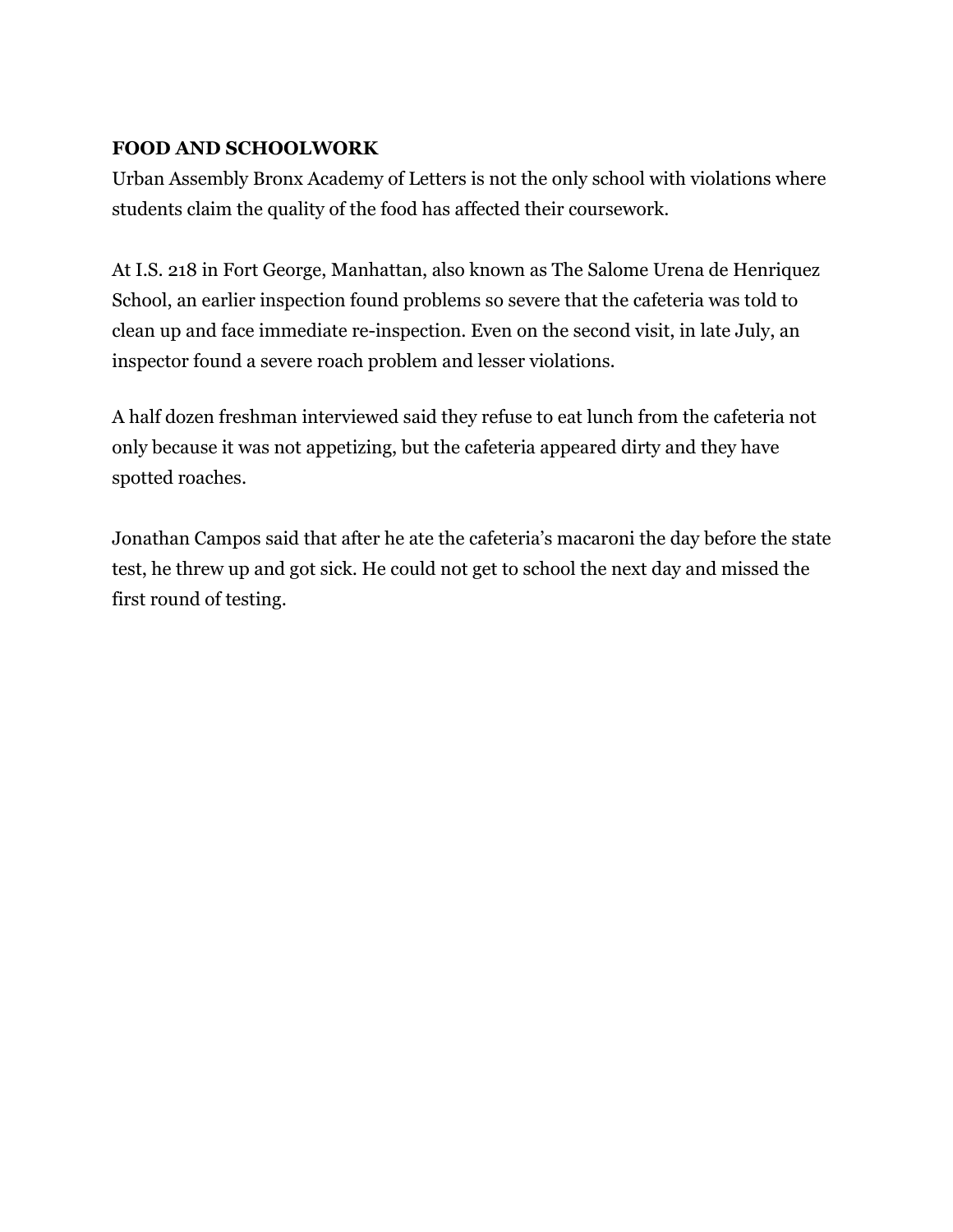**FOOD AND SCHOOLWORK**

Urban Assembly Bronx Academy of Letters is not the only school with violations where students claim the quality of the food has affected their coursework.

At I.S. 218 in Fort George, Manhattan, also known as The Salome Urena de Henriquez School, an earlier inspection found problems so severe that the cafeteria was told to clean up and face immediate re-inspection. Even on the second visit, in late July, an inspector found a severe roach problem and lesser violations.

A half dozen freshman interviewed said they refuse to eat lunch from the cafeteria not only because it was not appetizing, but the cafeteria appeared dirty and they have spotted roaches.

Jonathan Campos said that after he ate the cafeteria's macaroni the day before the state test, he threw up and got sick. He could not get to school the next day and missed the first round of testing.